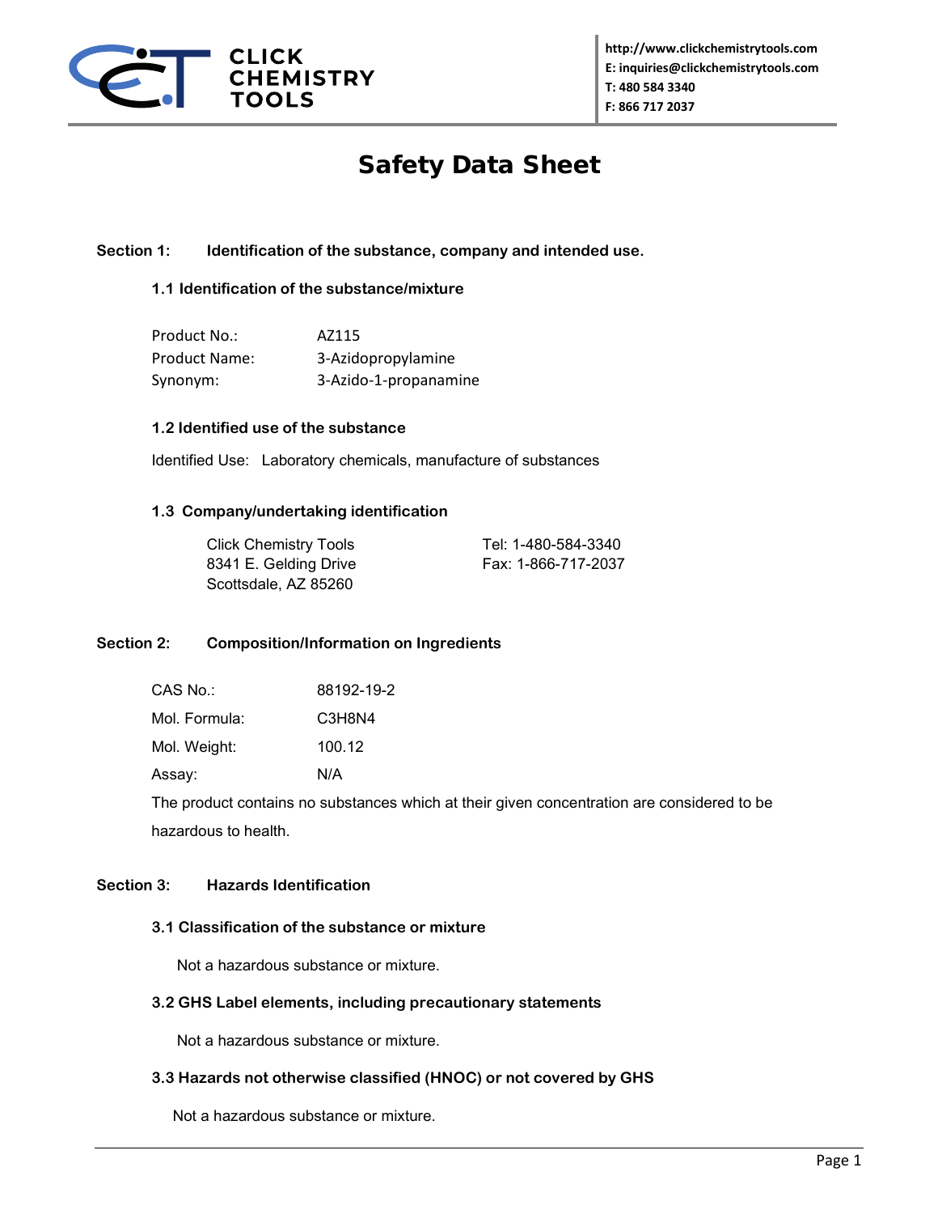CLICK CHEMISTRY TOOLS

http://www.clickchemistrytools.com
E: inquiries@clickchemistrytools.com
T: 480 584 3340
F: 866 717 2037

# Safety Data Sheet

## Section 1: Identification of the substance, company and intended use.

### 1.1 Identification of the substance/mixture

| | |
|---|---|
| Product No.: | AZ115 |
| Product Name: | 3-Azidopropylamine |
| Synonym: | 3-Azido-1-propanamine |

### 1.2 Identified use of the substance

Identified Use: Laboratory chemicals, manufacture of substances

### 1.3 Company/undertaking identification

Click Chemistry Tools
8341 E. Gelding Drive
Scottsdale, AZ 85260

Tel: 1-480-584-3340
Fax: 1-866-717-2037

## Section 2: Composition/Information on Ingredients

| | |
|---|---|
| CAS No.: | 88192-19-2 |
| Mol. Formula: | $C_3H_8N_4$ |
| Mol. Weight: | 100.12 |
| Assay: | N/A |

The product contains no substances which at their given concentration are considered to be hazardous to health.

## Section 3: Hazards Identification

### 3.1 Classification of the substance or mixture

Not a hazardous substance or mixture.

### 3.2 GHS Label elements, including precautionary statements

Not a hazardous substance or mixture.

### 3.3 Hazards not otherwise classified (HNOC) or not covered by GHS

Not a hazardous substance or mixture.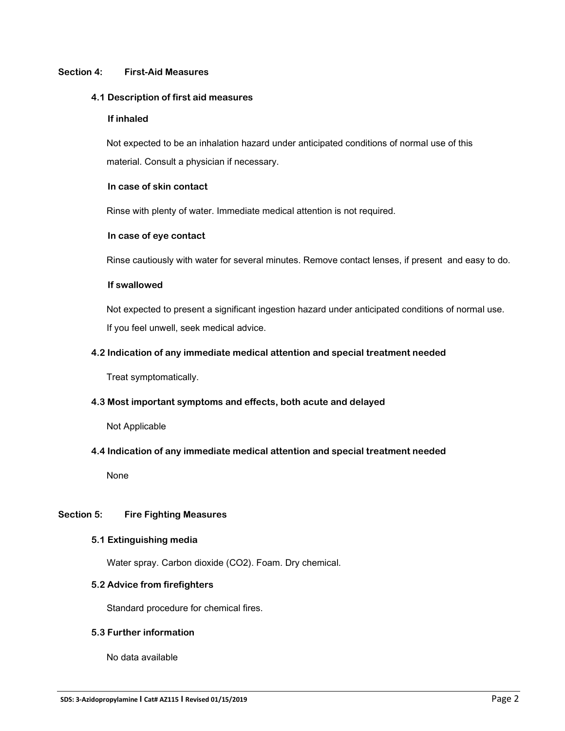## Section 4: First-Aid Measures

### 4.1 Description of first aid measures

**If inhaled**

Not expected to be an inhalation hazard under anticipated conditions of normal use of this material. Consult a physician if necessary.

**In case of skin contact**

Rinse with plenty of water. Immediate medical attention is not required.

**In case of eye contact**

Rinse cautiously with water for several minutes. Remove contact lenses, if present and easy to do.

**If swallowed**

Not expected to present a significant ingestion hazard under anticipated conditions of normal use. If you feel unwell, seek medical advice.

### 4.2 Indication of any immediate medical attention and special treatment needed

Treat symptomatically.

### 4.3 Most important symptoms and effects, both acute and delayed

Not Applicable

### 4.4 Indication of any immediate medical attention and special treatment needed

None

## Section 5: Fire Fighting Measures

### 5.1 Extinguishing media

Water spray. Carbon dioxide ($CO_2$). Foam. Dry chemical.

### 5.2 Advice from firefighters

Standard procedure for chemical fires.

### 5.3 Further information

No data available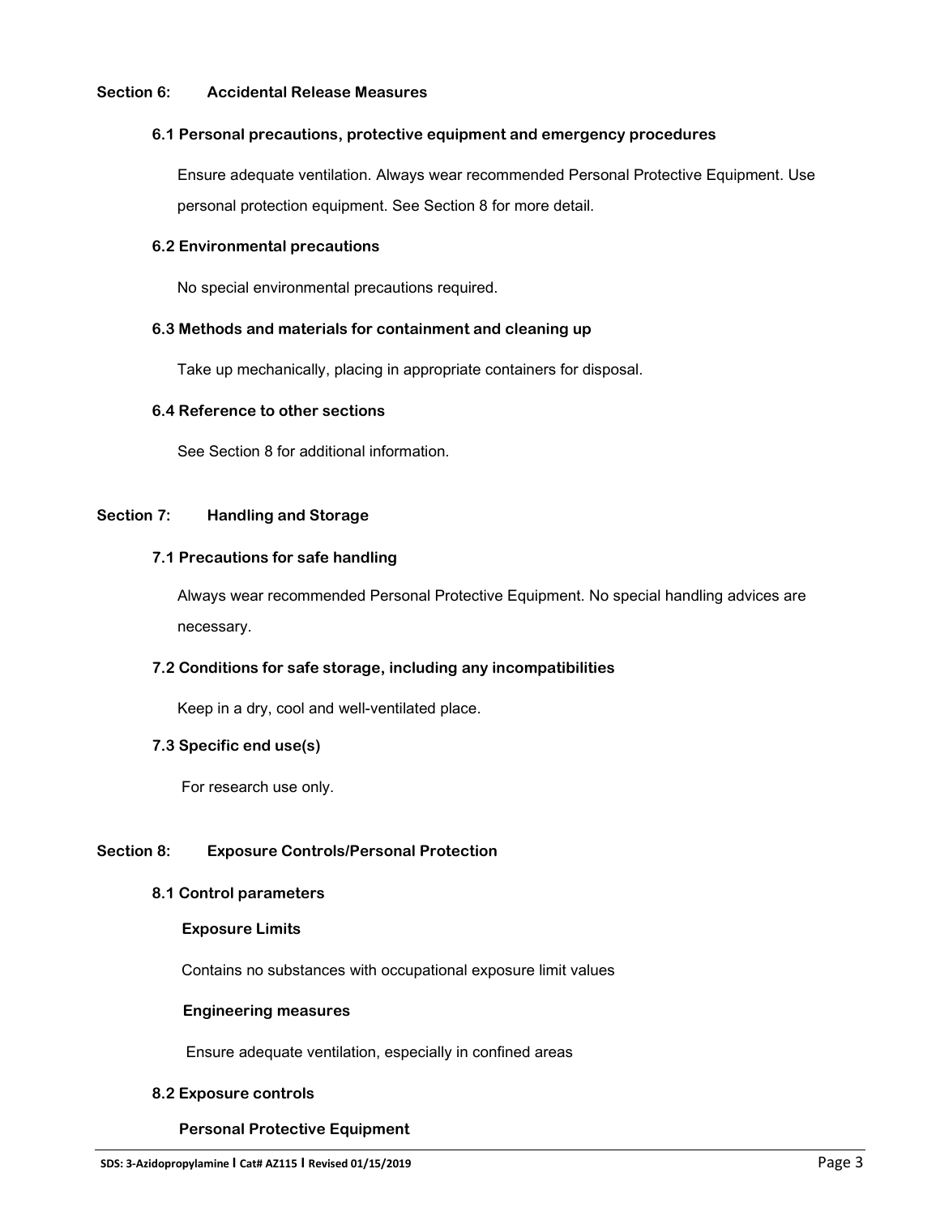## Section 6: Accidental Release Measures

### 6.1 Personal precautions, protective equipment and emergency procedures

Ensure adequate ventilation. Always wear recommended Personal Protective Equipment. Use personal protection equipment. See Section 8 for more detail.

### 6.2 Environmental precautions

No special environmental precautions required.

### 6.3 Methods and materials for containment and cleaning up

Take up mechanically, placing in appropriate containers for disposal.

### 6.4 Reference to other sections

See Section 8 for additional information.

## Section 7: Handling and Storage

### 7.1 Precautions for safe handling

Always wear recommended Personal Protective Equipment. No special handling advices are necessary.

### 7.2 Conditions for safe storage, including any incompatibilities

Keep in a dry, cool and well-ventilated place.

### 7.3 Specific end use(s)

For research use only.

## Section 8: Exposure Controls/Personal Protection

### 8.1 Control parameters

**Exposure Limits**

Contains no substances with occupational exposure limit values

**Engineering measures**

Ensure adequate ventilation, especially in confined areas

### 8.2 Exposure controls

**Personal Protective Equipment**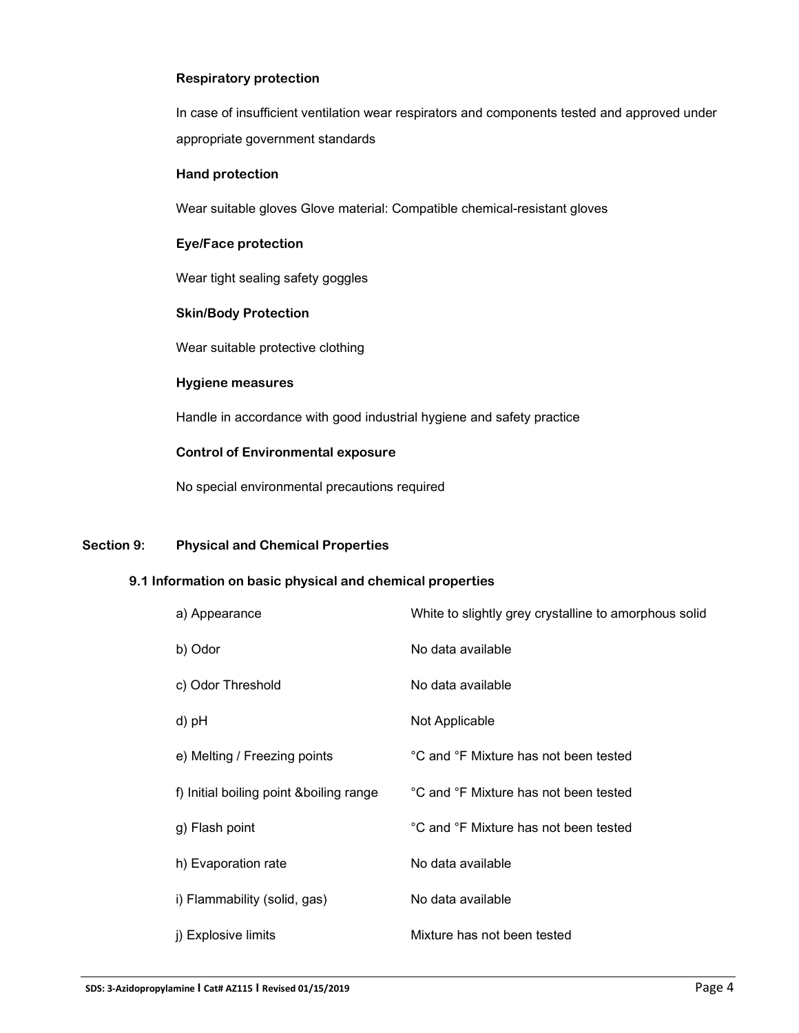**Respiratory protection**

In case of insufficient ventilation wear respirators and components tested and approved under appropriate government standards

**Hand protection**

Wear suitable gloves Glove material: Compatible chemical-resistant gloves

**Eye/Face protection**

Wear tight sealing safety goggles

**Skin/Body Protection**

Wear suitable protective clothing

**Hygiene measures**

Handle in accordance with good industrial hygiene and safety practice

**Control of Environmental exposure**

No special environmental precautions required

## Section 9: Physical and Chemical Properties

### 9.1 Information on basic physical and chemical properties

| | |
|---|---|
| a) Appearance | White to slightly grey crystalline to amorphous solid |
| b) Odor | No data available |
| c) Odor Threshold | No data available |
| d) pH | Not Applicable |
| e) Melting / Freezing points | °C and °F Mixture has not been tested |
| f) Initial boiling point &boiling range | °C and °F Mixture has not been tested |
| g) Flash point | °C and °F Mixture has not been tested |
| h) Evaporation rate | No data available |
| i) Flammability (solid, gas) | No data available |
| j) Explosive limits | Mixture has not been tested |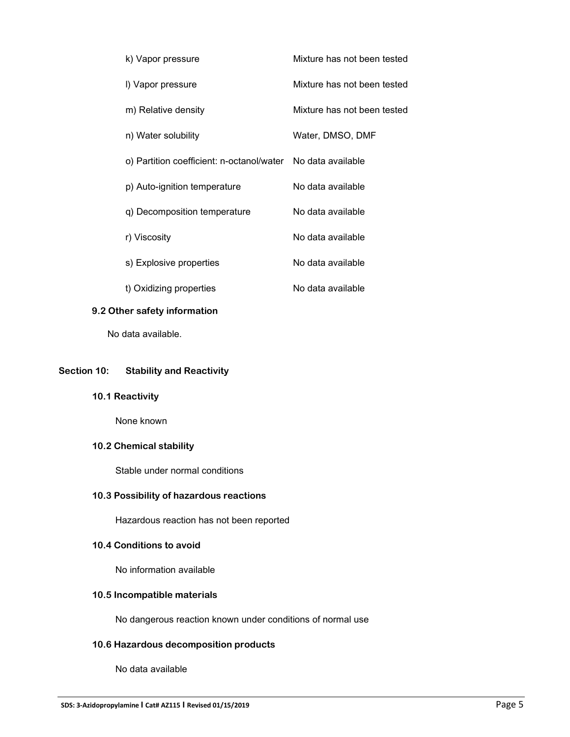| | |
|---|---|
| k) Vapor pressure | Mixture has not been tested |
| l) Vapor pressure | Mixture has not been tested |
| m) Relative density | Mixture has not been tested |
| n) Water solubility | Water, DMSO, DMF |
| o) Partition coefficient: n-octanol/water | No data available |
| p) Auto-ignition temperature | No data available |
| q) Decomposition temperature | No data available |
| r) Viscosity | No data available |
| s) Explosive properties | No data available |
| t) Oxidizing properties | No data available |

### 9.2 Other safety information

No data available.

## Section 10: Stability and Reactivity

### 10.1 Reactivity

None known

### 10.2 Chemical stability

Stable under normal conditions

### 10.3 Possibility of hazardous reactions

Hazardous reaction has not been reported

### 10.4 Conditions to avoid

No information available

### 10.5 Incompatible materials

No dangerous reaction known under conditions of normal use

### 10.6 Hazardous decomposition products

No data available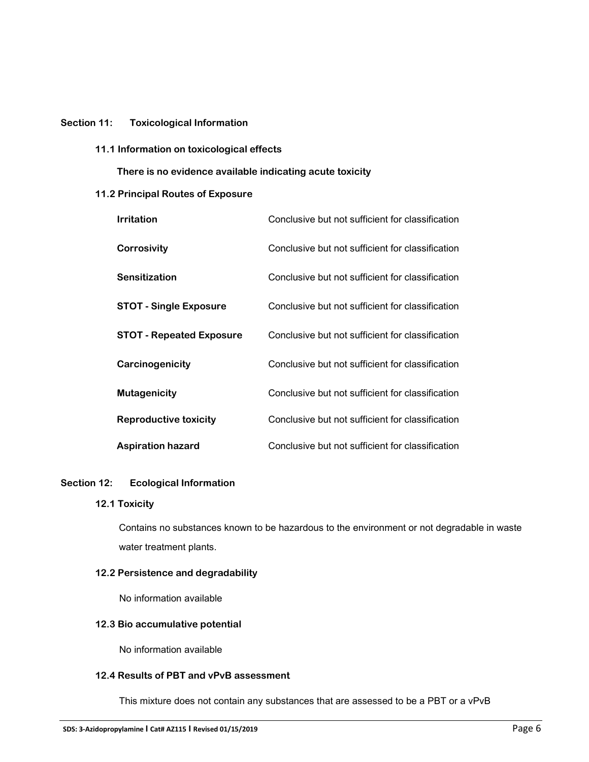## Section 11: Toxicological Information

### 11.1 Information on toxicological effects

**There is no evidence available indicating acute toxicity**

### 11.2 Principal Routes of Exposure

| | |
|---|---|
| **Irritation** | Conclusive but not sufficient for classification |
| **Corrosivity** | Conclusive but not sufficient for classification |
| **Sensitization** | Conclusive but not sufficient for classification |
| **STOT - Single Exposure** | Conclusive but not sufficient for classification |
| **STOT - Repeated Exposure** | Conclusive but not sufficient for classification |
| **Carcinogenicity** | Conclusive but not sufficient for classification |
| **Mutagenicity** | Conclusive but not sufficient for classification |
| **Reproductive toxicity** | Conclusive but not sufficient for classification |
| **Aspiration hazard** | Conclusive but not sufficient for classification |

## Section 12: Ecological Information

### 12.1 Toxicity

Contains no substances known to be hazardous to the environment or not degradable in waste water treatment plants.

### 12.2 Persistence and degradability

No information available

### 12.3 Bio accumulative potential

No information available

### 12.4 Results of PBT and vPvB assessment

This mixture does not contain any substances that are assessed to be a PBT or a vPvB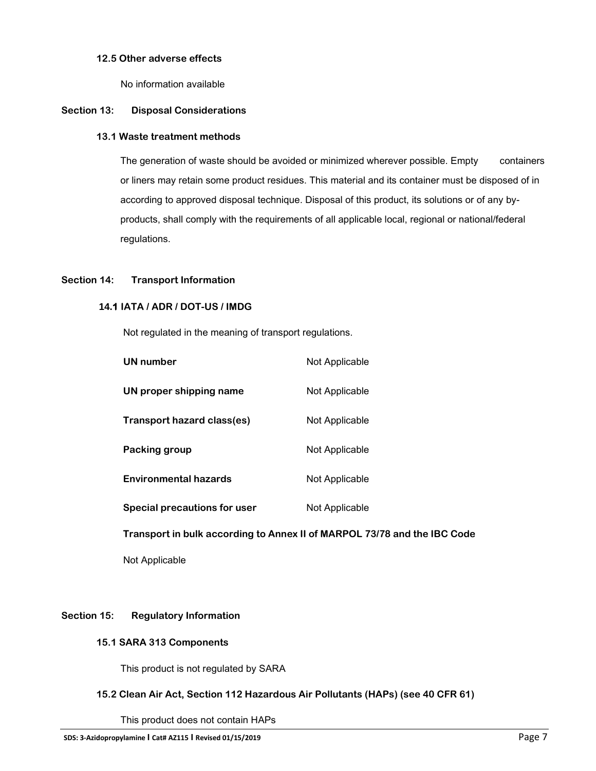### 12.5 Other adverse effects

No information available

## Section 13: Disposal Considerations

### 13.1 Waste treatment methods

The generation of waste should be avoided or minimized wherever possible. Empty containers or liners may retain some product residues. This material and its container must be disposed of in according to approved disposal technique. Disposal of this product, its solutions or of any by-products, shall comply with the requirements of all applicable local, regional or national/federal regulations.

## Section 14: Transport Information

### 14.1 IATA / ADR / DOT-US / IMDG

Not regulated in the meaning of transport regulations.

| | |
|---|---|
| **UN number** | Not Applicable |
| **UN proper shipping name** | Not Applicable |
| **Transport hazard class(es)** | Not Applicable |
| **Packing group** | Not Applicable |
| **Environmental hazards** | Not Applicable |
| **Special precautions for user** | Not Applicable |

**Transport in bulk according to Annex II of MARPOL 73/78 and the IBC Code**

Not Applicable

## Section 15: Regulatory Information

### 15.1 SARA 313 Components

This product is not regulated by SARA

### 15.2 Clean Air Act, Section 112 Hazardous Air Pollutants (HAPs) (see 40 CFR 61)

This product does not contain HAPs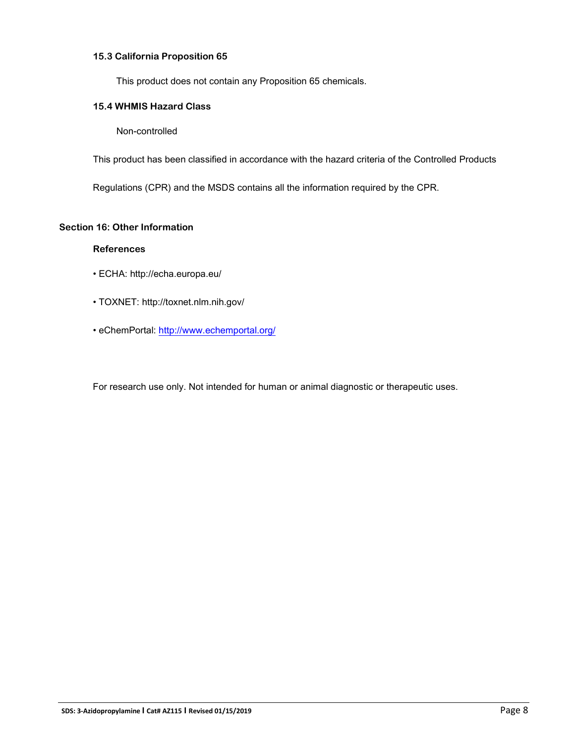### 15.3 California Proposition 65

This product does not contain any Proposition 65 chemicals.

### 15.4 WHMIS Hazard Class

Non-controlled

This product has been classified in accordance with the hazard criteria of the Controlled Products Regulations (CPR) and the MSDS contains all the information required by the CPR.

## Section 16: Other Information

### References

- ECHA: http://echa.europa.eu/
- TOXNET: http://toxnet.nlm.nih.gov/
- eChemPortal: http://www.echemportal.org/

For research use only. Not intended for human or animal diagnostic or therapeutic uses.